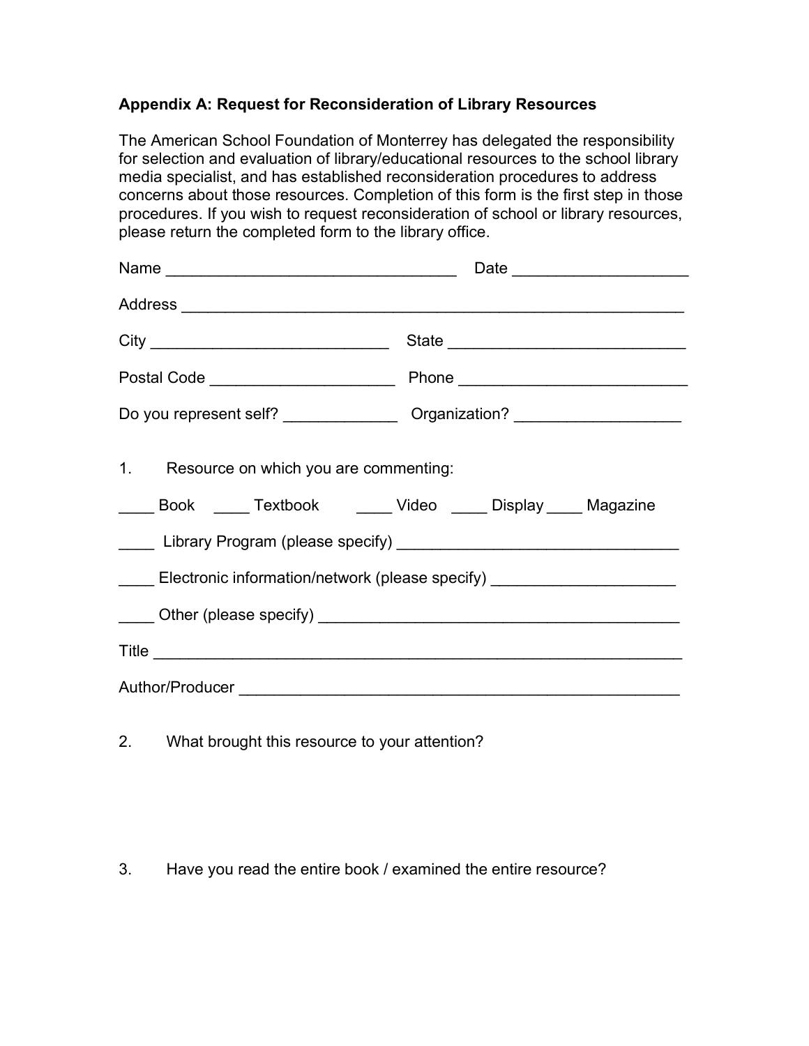**Appendix A: Request for Reconsideration of Library Resources**

The American School Foundation of Monterrey has delegated the responsibility for selection and evaluation of library/educational resources to the school library media specialist, and has established reconsideration procedures to address concerns about those resources. Completion of this form is the first step in those procedures. If you wish to request reconsideration of school or library resources, please return the completed form to the library office.

Name _________________________________ Date ___________________

Address __________________________________________________________

City ___________________________ State ___________________________

Postal Code _____________________ Phone __________________________

Do you represent self? _____________ Organization? __________________

1. Resource on which you are commenting:

____ Book ____ Textbook ____ Video ____ Display ____ Magazine

____ Library Program (please specify) ________________________________

____ Electronic information/network (please specify) ____________________

____ Other (please specify) _________________________________________

Title _____________________________________________________________

Author/Producer ___________________________________________________

2. What brought this resource to your attention?

3. Have you read the entire book / examined the entire resource?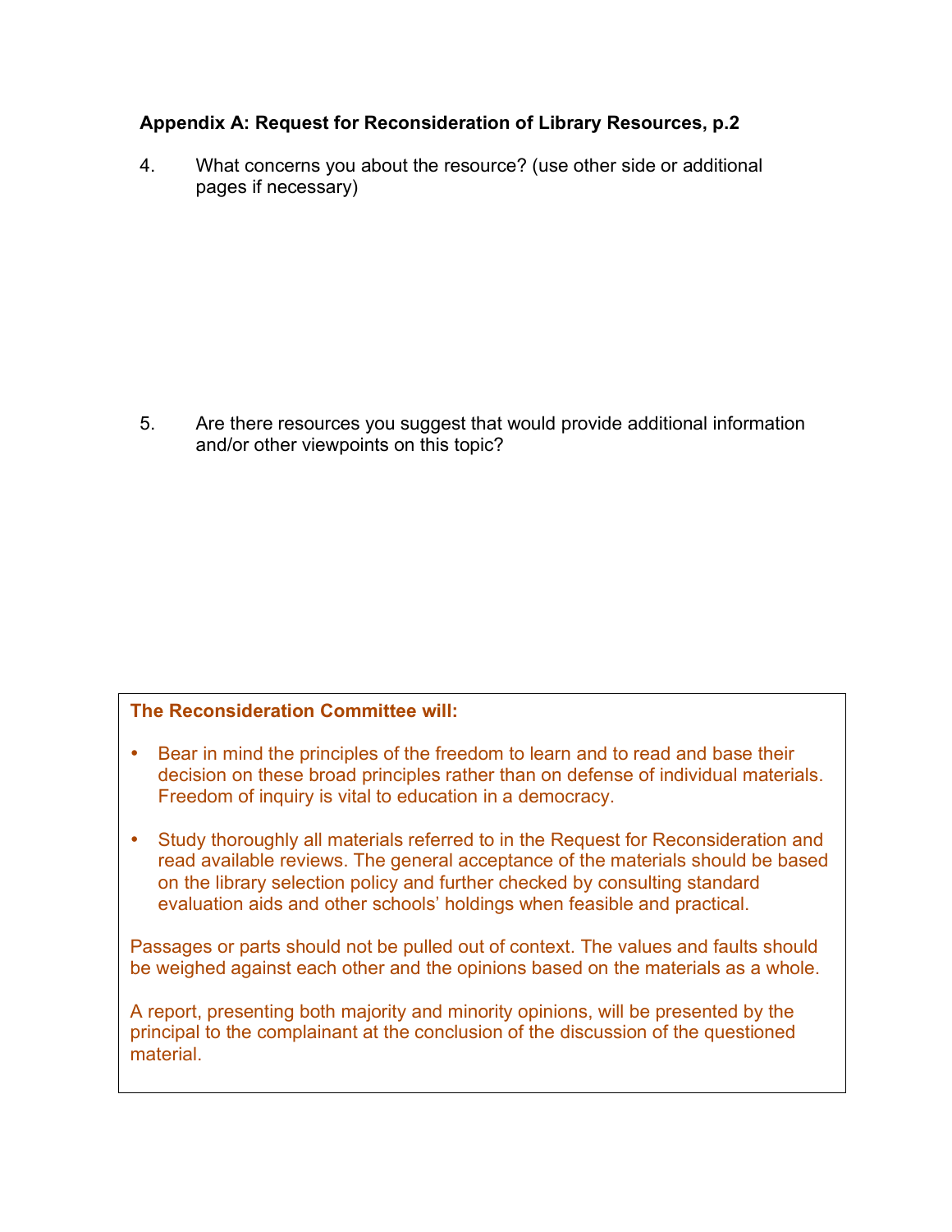**Appendix A: Request for Reconsideration of Library Resources, p.2**

4. What concerns you about the resource? (use other side or additional pages if necessary)

5. Are there resources you suggest that would provide additional information and/or other viewpoints on this topic?

**The Reconsideration Committee will:**

- Bear in mind the principles of the freedom to learn and to read and base their decision on these broad principles rather than on defense of individual materials. Freedom of inquiry is vital to education in a democracy.

- Study thoroughly all materials referred to in the Request for Reconsideration and read available reviews. The general acceptance of the materials should be based on the library selection policy and further checked by consulting standard evaluation aids and other schools' holdings when feasible and practical.

Passages or parts should not be pulled out of context. The values and faults should be weighed against each other and the opinions based on the materials as a whole.

A report, presenting both majority and minority opinions, will be presented by the principal to the complainant at the conclusion of the discussion of the questioned material.